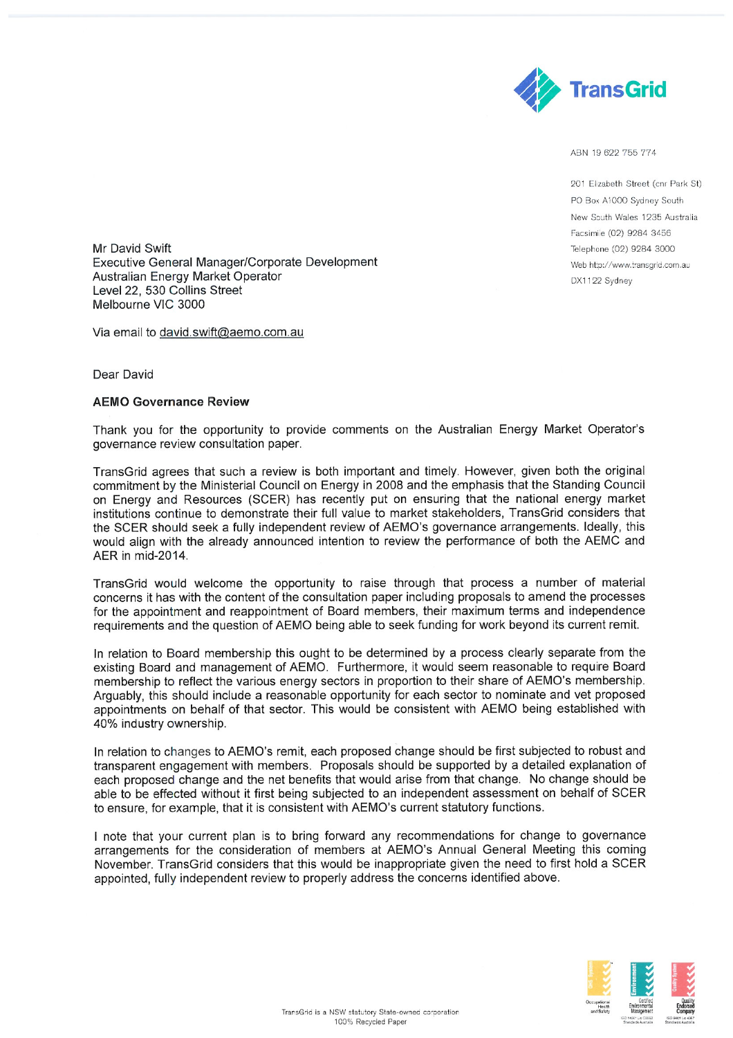TransGrid

ABN 19 622 755 774

201 Elizabeth Street (cnr Park St)
PO Box A1000 Sydney South
New South Wales 1235 Australia
Facsimile (02) 9284 3456
Telephone (02) 9284 3000
Web http://www.transgrid.com.au
DX1122 Sydney

Mr David Swift
Executive General Manager/Corporate Development
Australian Energy Market Operator
Level 22, 530 Collins Street
Melbourne VIC 3000

Via email to david.swift@aemo.com.au

Dear David

**AEMO Governance Review**

Thank you for the opportunity to provide comments on the Australian Energy Market Operator's governance review consultation paper.

TransGrid agrees that such a review is both important and timely. However, given both the original commitment by the Ministerial Council on Energy in 2008 and the emphasis that the Standing Council on Energy and Resources (SCER) has recently put on ensuring that the national energy market institutions continue to demonstrate their full value to market stakeholders, TransGrid considers that the SCER should seek a fully independent review of AEMO's governance arrangements. Ideally, this would align with the already announced intention to review the performance of both the AEMC and AER in mid-2014.

TransGrid would welcome the opportunity to raise through that process a number of material concerns it has with the content of the consultation paper including proposals to amend the processes for the appointment and reappointment of Board members, their maximum terms and independence requirements and the question of AEMO being able to seek funding for work beyond its current remit.

In relation to Board membership this ought to be determined by a process clearly separate from the existing Board and management of AEMO. Furthermore, it would seem reasonable to require Board membership to reflect the various energy sectors in proportion to their share of AEMO's membership. Arguably, this should include a reasonable opportunity for each sector to nominate and vet proposed appointments on behalf of that sector. This would be consistent with AEMO being established with 40% industry ownership.

In relation to changes to AEMO's remit, each proposed change should be first subjected to robust and transparent engagement with members. Proposals should be supported by a detailed explanation of each proposed change and the net benefits that would arise from that change. No change should be able to be effected without it first being subjected to an independent assessment on behalf of SCER to ensure, for example, that it is consistent with AEMO's current statutory functions.

I note that your current plan is to bring forward any recommendations for change to governance arrangements for the consideration of members at AEMO's Annual General Meeting this coming November. TransGrid considers that this would be inappropriate given the need to first hold a SCER appointed, fully independent review to properly address the concerns identified above.

TransGrid is a NSW statutory State-owned corporation
100% Recycled Paper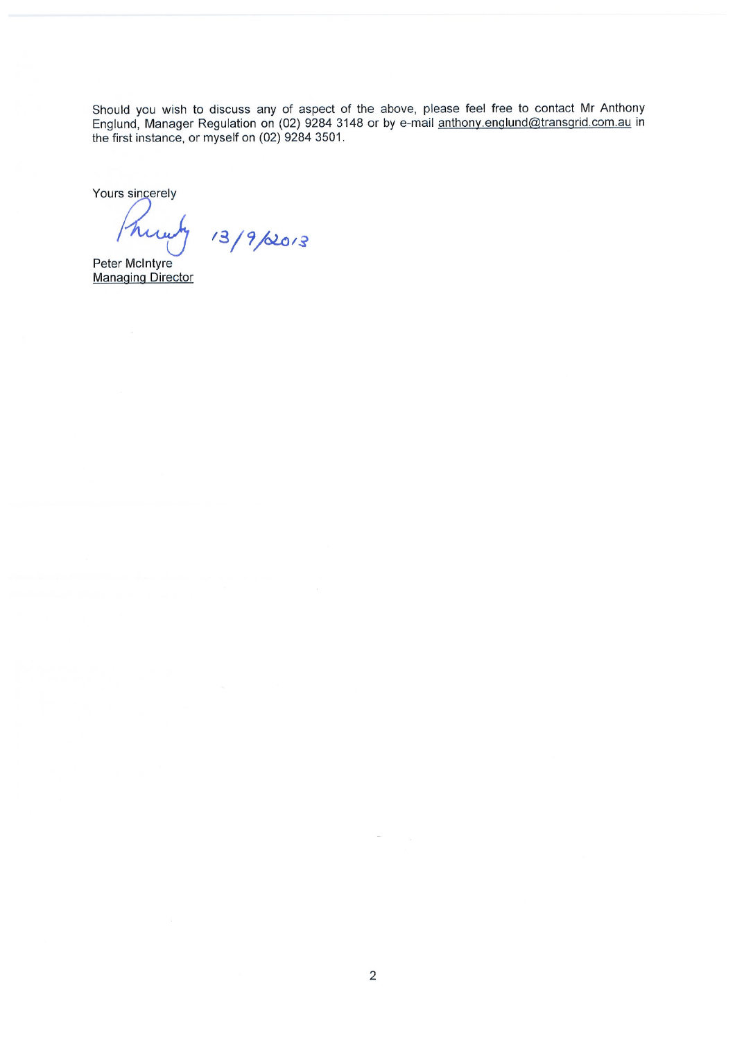Should you wish to discuss any of aspect of the above, please feel free to contact Mr Anthony Englund, Manager Regulation on (02) 9284 3148 or by e-mail anthony.englund@transgrid.com.au in the first instance, or myself on (02) 9284 3501.

Yours sincerely

13/9/2013

Peter McIntyre
Managing Director